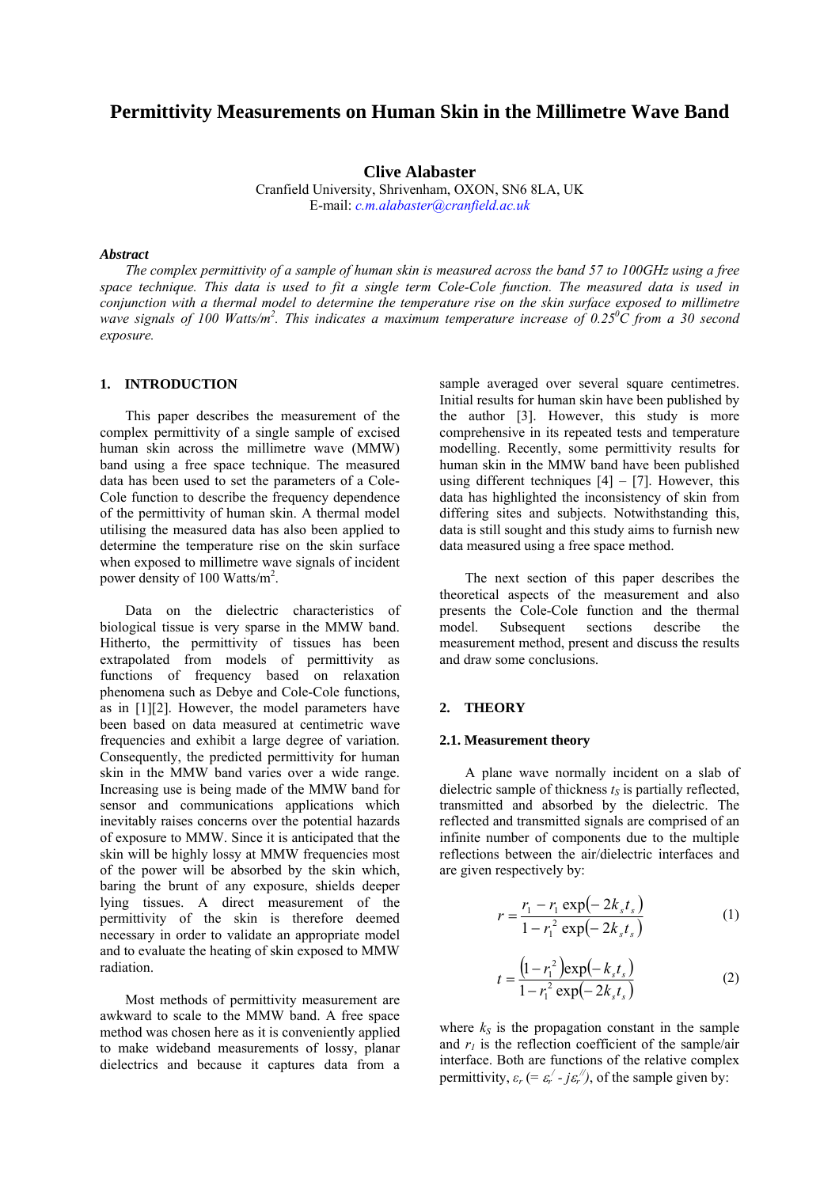# Permittivity Measurements on Human Skin in the Millimetre Wave Band

**Clive Alabaster**

Cranfield University, Shrivenham, OXON, SN6 8LA, UK

E-mail: *c.m.alabaster@cranfield.ac.uk*

***Abstract***

*The complex permittivity of a sample of human skin is measured across the band 57 to 100GHz using a free space technique. This data is used to fit a single term Cole-Cole function. The measured data is used in conjunction with a thermal model to determine the temperature rise on the skin surface exposed to millimetre wave signals of 100 Watts/m$^2$. This indicates a maximum temperature increase of 0.25$^0$C from a 30 second exposure.*

## 1. INTRODUCTION

This paper describes the measurement of the complex permittivity of a single sample of excised human skin across the millimetre wave (MMW) band using a free space technique. The measured data has been used to set the parameters of a Cole-Cole function to describe the frequency dependence of the permittivity of human skin. A thermal model utilising the measured data has also been applied to determine the temperature rise on the skin surface when exposed to millimetre wave signals of incident power density of 100 Watts/m$^2$.

Data on the dielectric characteristics of biological tissue is very sparse in the MMW band. Hitherto, the permittivity of tissues has been extrapolated from models of permittivity as functions of frequency based on relaxation phenomena such as Debye and Cole-Cole functions, as in [1][2]. However, the model parameters have been based on data measured at centimetric wave frequencies and exhibit a large degree of variation. Consequently, the predicted permittivity for human skin in the MMW band varies over a wide range. Increasing use is being made of the MMW band for sensor and communications applications which inevitably raises concerns over the potential hazards of exposure to MMW. Since it is anticipated that the skin will be highly lossy at MMW frequencies most of the power will be absorbed by the skin which, baring the brunt of any exposure, shields deeper lying tissues. A direct measurement of the permittivity of the skin is therefore deemed necessary in order to validate an appropriate model and to evaluate the heating of skin exposed to MMW radiation.

Most methods of permittivity measurement are awkward to scale to the MMW band. A free space method was chosen here as it is conveniently applied to make wideband measurements of lossy, planar dielectrics and because it captures data from a sample averaged over several square centimetres. Initial results for human skin have been published by the author [3]. However, this study is more comprehensive in its repeated tests and temperature modelling. Recently, some permittivity results for human skin in the MMW band have been published using different techniques [4] – [7]. However, this data has highlighted the inconsistency of skin from differing sites and subjects. Notwithstanding this, data is still sought and this study aims to furnish new data measured using a free space method.

The next section of this paper describes the theoretical aspects of the measurement and also presents the Cole-Cole function and the thermal model. Subsequent sections describe the measurement method, present and discuss the results and draw some conclusions.

## 2. THEORY

### 2.1. Measurement theory

A plane wave normally incident on a slab of dielectric sample of thickness $t_S$ is partially reflected, transmitted and absorbed by the dielectric. The reflected and transmitted signals are comprised of an infinite number of components due to the multiple reflections between the air/dielectric interfaces and are given respectively by:

$$r = \frac{r_1 - r_1 \exp(-2k_s t_s)}{1 - r_1^2 \exp(-2k_s t_s)} \tag{1}$$

$$t = \frac{(1 - r_1^2)\exp(-k_s t_s)}{1 - r_1^2 \exp(-2k_s t_s)} \tag{2}$$

where $k_S$ is the propagation constant in the sample and $r_1$ is the reflection coefficient of the sample/air interface. Both are functions of the relative complex permittivity, $\varepsilon_r$ ($= \varepsilon_r^{/} - j\varepsilon_r^{//}$), of the sample given by: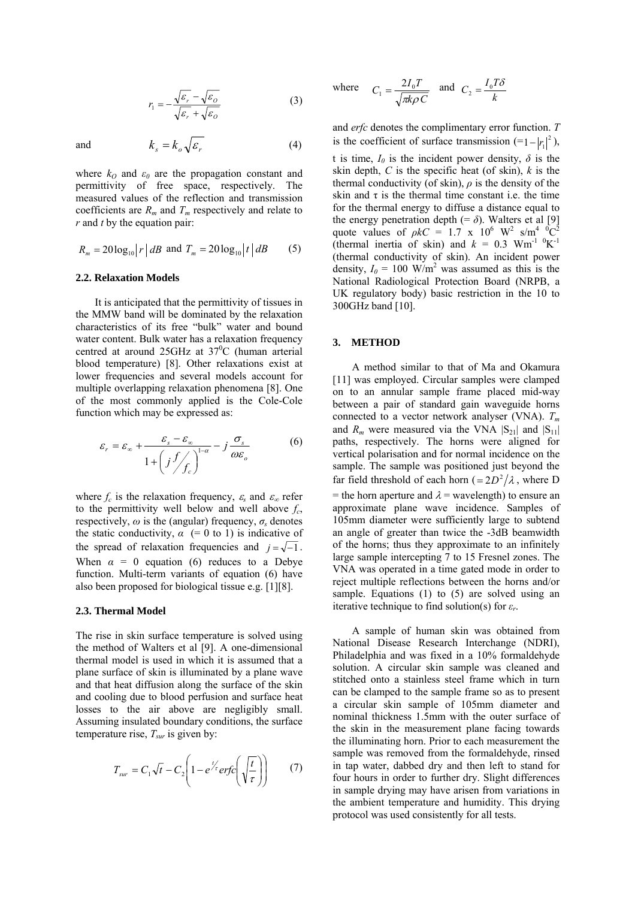$$r_1 = -\frac{\sqrt{\varepsilon_r} - \sqrt{\varepsilon_O}}{\sqrt{\varepsilon_r} + \sqrt{\varepsilon_O}} \tag{3}$$

and

$$k_s = k_o \sqrt{\varepsilon_r} \tag{4}$$

where $k_O$ and $\varepsilon_0$ are the propagation constant and permittivity of free space, respectively. The measured values of the reflection and transmission coefficients are $R_m$ and $T_m$ respectively and relate to $r$ and $t$ by the equation pair:

$$R_m = 20\log_{10}|r|\, dB \text{ and } T_m = 20\log_{10}|t|\, dB \tag{5}$$

### 2.2. Relaxation Models

It is anticipated that the permittivity of tissues in the MMW band will be dominated by the relaxation characteristics of its free "bulk" water and bound water content. Bulk water has a relaxation frequency centred at around 25GHz at 37°C (human arterial blood temperature) [8]. Other relaxations exist at lower frequencies and several models account for multiple overlapping relaxation phenomena [8]. One of the most commonly applied is the Cole-Cole function which may be expressed as:

$$\varepsilon_r = \varepsilon_\infty + \frac{\varepsilon_s - \varepsilon_\infty}{1 + \left(j \frac{f}{f_c}\right)^{1-\alpha}} - j\frac{\sigma_s}{\omega \varepsilon_o} \tag{6}$$

where $f_c$ is the relaxation frequency, $\varepsilon_s$ and $\varepsilon_\infty$ refer to the permittivity well below and well above $f_c$, respectively, $\omega$ is the (angular) frequency, $\sigma_s$ denotes the static conductivity, $\alpha$ (= 0 to 1) is indicative of the spread of relaxation frequencies and $j = \sqrt{-1}$. When $\alpha$ = 0 equation (6) reduces to a Debye function. Multi-term variants of equation (6) have also been proposed for biological tissue e.g. [1][8].

### 2.3. Thermal Model

The rise in skin surface temperature is solved using the method of Walters et al [9]. A one-dimensional thermal model is used in which it is assumed that a plane surface of skin is illuminated by a plane wave and that heat diffusion along the surface of the skin and cooling due to blood perfusion and surface heat losses to the air above are negligibly small. Assuming insulated boundary conditions, the surface temperature rise, $T_{sur}$ is given by:

$$T_{sur} = C_1\sqrt{t} - C_2\left(1 - e^{t/\tau} erfc\left(\sqrt{\frac{t}{\tau}}\right)\right) \tag{7}$$

where $C_1 = \frac{2I_0 T}{\sqrt{\pi k \rho C}}$ and $C_2 = \frac{I_0 T \delta}{k}$

and *erfc* denotes the complimentary error function. $T$ is the coefficient of surface transmission ($=1-|r_1|^2$), $t$ is time, $I_0$ is the incident power density, $\delta$ is the skin depth, $C$ is the specific heat (of skin), $k$ is the thermal conductivity (of skin), $\rho$ is the density of the skin and $\tau$ is the thermal time constant i.e. the time for the thermal energy to diffuse a distance equal to the energy penetration depth (= $\delta$). Walters et al [9] quote values of $\rho kC$ = 1.7 x $10^6$ $W^2$ $s/m^4$ $^0C^2$ (thermal inertia of skin) and $k$ = 0.3 $Wm^{-1}$ $^0K^{-1}$ (thermal conductivity of skin). An incident power density, $I_0$ = 100 $W/m^2$ was assumed as this is the National Radiological Protection Board (NRPB, a UK regulatory body) basic restriction in the 10 to 300GHz band [10].

## 3. METHOD

A method similar to that of Ma and Okamura [11] was employed. Circular samples were clamped on to an annular sample frame placed mid-way between a pair of standard gain waveguide horns connected to a vector network analyser (VNA). $T_m$ and $R_m$ were measured via the VNA $|S_{21}|$ and $|S_{11}|$ paths, respectively. The horns were aligned for vertical polarisation and for normal incidence on the sample. The sample was positioned just beyond the far field threshold of each horn ($= 2D^2/\lambda$, where D = the horn aperture and $\lambda$ = wavelength) to ensure an approximate plane wave incidence. Samples of 105mm diameter were sufficiently large to subtend an angle of greater than twice the -3dB beamwidth of the horns; thus they approximate to an infinitely large sample intercepting 7 to 15 Fresnel zones. The VNA was operated in a time gated mode in order to reject multiple reflections between the horns and/or sample. Equations (1) to (5) are solved using an iterative technique to find solution(s) for $\varepsilon_r$.

A sample of human skin was obtained from National Disease Research Interchange (NDRI), Philadelphia and was fixed in a 10% formaldehyde solution. A circular skin sample was cleaned and stitched onto a stainless steel frame which in turn can be clamped to the sample frame so as to present a circular skin sample of 105mm diameter and nominal thickness 1.5mm with the outer surface of the skin in the measurement plane facing towards the illuminating horn. Prior to each measurement the sample was removed from the formaldehyde, rinsed in tap water, dabbed dry and then left to stand for four hours in order to further dry. Slight differences in sample drying may have arisen from variations in the ambient temperature and humidity. This drying protocol was used consistently for all tests.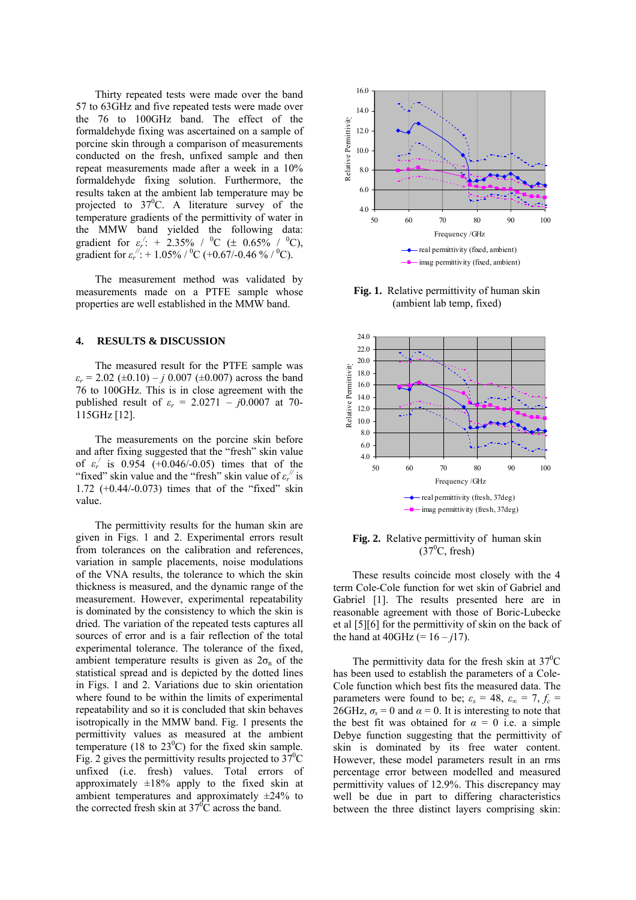Thirty repeated tests were made over the band 57 to 63GHz and five repeated tests were made over the 76 to 100GHz band. The effect of the formaldehyde fixing was ascertained on a sample of porcine skin through a comparison of measurements conducted on the fresh, unfixed sample and then repeat measurements made after a week in a 10% formaldehyde fixing solution. Furthermore, the results taken at the ambient lab temperature may be projected to 37$^0$C. A literature survey of the temperature gradients of the permittivity of water in the MMW band yielded the following data: gradient for $\varepsilon_r^{/}$: + 2.35% / $^0$C (± 0.65% / $^0$C), gradient for $\varepsilon_r^{//}$: + 1.05% / $^0$C (+0.67/-0.46 % / $^0$C).

The measurement method was validated by measurements made on a PTFE sample whose properties are well established in the MMW band.

## 4. RESULTS & DISCUSSION

The measured result for the PTFE sample was $\varepsilon_r$ = 2.02 (±0.10) – $j$ 0.007 (±0.007) across the band 76 to 100GHz. This is in close agreement with the published result of $\varepsilon_r$ = 2.0271 – $j$0.0007 at 70-115GHz [12].

The measurements on the porcine skin before and after fixing suggested that the "fresh" skin value of $\varepsilon_r^{/}$ is 0.954 (+0.046/-0.05) times that of the "fixed" skin value and the "fresh" skin value of $\varepsilon_r^{//}$ is 1.72 (+0.44/-0.073) times that of the "fixed" skin value.

The permittivity results for the human skin are given in Figs. 1 and 2. Experimental errors result from tolerances on the calibration and references, variation in sample placements, noise modulations of the VNA results, the tolerance to which the skin thickness is measured, and the dynamic range of the measurement. However, experimental repeatability is dominated by the consistency to which the skin is dried. The variation of the repeated tests captures all sources of error and is a fair reflection of the total experimental tolerance. The tolerance of the fixed, ambient temperature results is given as $2\sigma_n$ of the statistical spread and is depicted by the dotted lines in Figs. 1 and 2. Variations due to skin orientation where found to be within the limits of experimental repeatability and so it is concluded that skin behaves isotropically in the MMW band. Fig. 1 presents the permittivity values as measured at the ambient temperature (18 to 23$^0$C) for the fixed skin sample. Fig. 2 gives the permittivity results projected to 37$^0$C unfixed (i.e. fresh) values. Total errors of approximately ±18% apply to the fixed skin at ambient temperatures and approximately ±24% to the corrected fresh skin at 37$^0$C across the band.

**Fig. 1.** Relative permittivity of human skin (ambient lab temp, fixed)

**Fig. 2.** Relative permittivity of human skin (37$^0$C, fresh)

These results coincide most closely with the 4 term Cole-Cole function for wet skin of Gabriel and Gabriel [1]. The results presented here are in reasonable agreement with those of Boric-Lubecke et al [5][6] for the permittivity of skin on the back of the hand at 40GHz (= 16 – $j$17).

The permittivity data for the fresh skin at 37$^0$C has been used to establish the parameters of a Cole-Cole function which best fits the measured data. The parameters were found to be; $\varepsilon_s$ = 48, $\varepsilon_\infty$ = 7, $f_c$ = 26GHz, $\sigma_s$ = 0 and $\alpha$ = 0. It is interesting to note that the best fit was obtained for $\alpha$ = 0 i.e. a simple Debye function suggesting that the permittivity of skin is dominated by its free water content. However, these model parameters result in an rms percentage error between modelled and measured permittivity values of 12.9%. This discrepancy may well be due in part to differing characteristics between the three distinct layers comprising skin: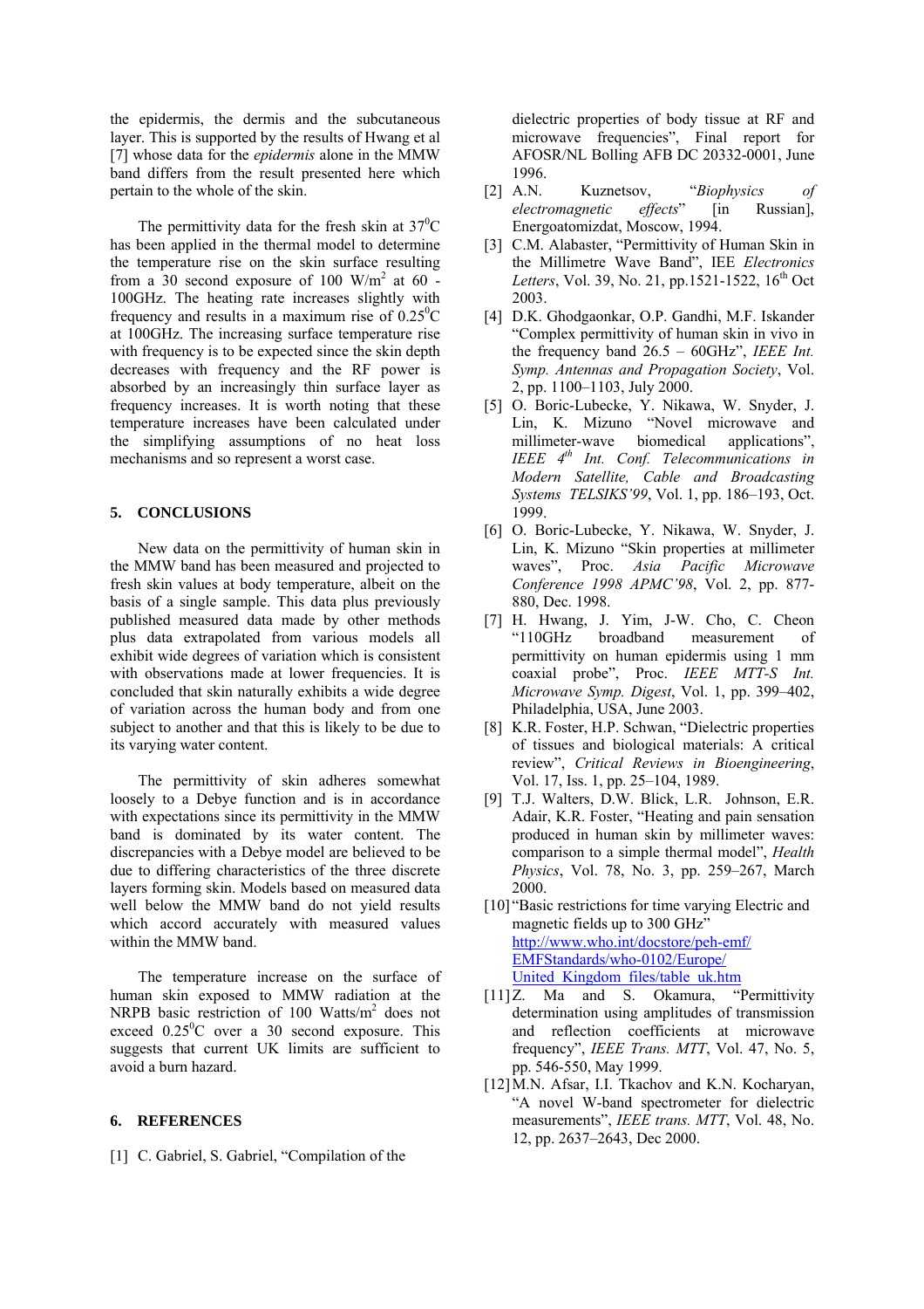the epidermis, the dermis and the subcutaneous layer. This is supported by the results of Hwang et al [7] whose data for the *epidermis* alone in the MMW band differs from the result presented here which pertain to the whole of the skin.

The permittivity data for the fresh skin at $37^0$C has been applied in the thermal model to determine the temperature rise on the skin surface resulting from a 30 second exposure of 100 W/m$^2$ at 60 - 100GHz. The heating rate increases slightly with frequency and results in a maximum rise of $0.25^0$C at 100GHz. The increasing surface temperature rise with frequency is to be expected since the skin depth decreases with frequency and the RF power is absorbed by an increasingly thin surface layer as frequency increases. It is worth noting that these temperature increases have been calculated under the simplifying assumptions of no heat loss mechanisms and so represent a worst case.

## 5. CONCLUSIONS

New data on the permittivity of human skin in the MMW band has been measured and projected to fresh skin values at body temperature, albeit on the basis of a single sample. This data plus previously published measured data made by other methods plus data extrapolated from various models all exhibit wide degrees of variation which is consistent with observations made at lower frequencies. It is concluded that skin naturally exhibits a wide degree of variation across the human body and from one subject to another and that this is likely to be due to its varying water content.

The permittivity of skin adheres somewhat loosely to a Debye function and is in accordance with expectations since its permittivity in the MMW band is dominated by its water content. The discrepancies with a Debye model are believed to be due to differing characteristics of the three discrete layers forming skin. Models based on measured data well below the MMW band do not yield results which accord accurately with measured values within the MMW band.

The temperature increase on the surface of human skin exposed to MMW radiation at the NRPB basic restriction of 100 Watts/m$^2$ does not exceed $0.25^0$C over a 30 second exposure. This suggests that current UK limits are sufficient to avoid a burn hazard.

## 6. REFERENCES

[1] C. Gabriel, S. Gabriel, "Compilation of the dielectric properties of body tissue at RF and microwave frequencies", Final report for AFOSR/NL Bolling AFB DC 20332-0001, June 1996.

[2] A.N. Kuznetsov, "*Biophysics of electromagnetic effects*" [in Russian], Energoatomizdat, Moscow, 1994.

[3] C.M. Alabaster, "Permittivity of Human Skin in the Millimetre Wave Band", IEE *Electronics Letters*, Vol. 39, No. 21, pp.1521-1522, 16th Oct 2003.

[4] D.K. Ghodgaonkar, O.P. Gandhi, M.F. Iskander "Complex permittivity of human skin in vivo in the frequency band 26.5 – 60GHz", *IEEE Int. Symp. Antennas and Propagation Society*, Vol. 2, pp. 1100–1103, July 2000.

[5] O. Boric-Lubecke, Y. Nikawa, W. Snyder, J. Lin, K. Mizuno "Novel microwave and millimeter-wave biomedical applications", *IEEE 4th Int. Conf. Telecommunications in Modern Satellite, Cable and Broadcasting Systems TELSIKS'99*, Vol. 1, pp. 186–193, Oct. 1999.

[6] O. Boric-Lubecke, Y. Nikawa, W. Snyder, J. Lin, K. Mizuno "Skin properties at millimeter waves", Proc. *Asia Pacific Microwave Conference 1998 APMC'98*, Vol. 2, pp. 877-880, Dec. 1998.

[7] H. Hwang, J. Yim, J-W. Cho, C. Cheon "110GHz broadband measurement of permittivity on human epidermis using 1 mm coaxial probe", Proc. *IEEE MTT-S Int. Microwave Symp. Digest*, Vol. 1, pp. 399–402, Philadelphia, USA, June 2003.

[8] K.R. Foster, H.P. Schwan, "Dielectric properties of tissues and biological materials: A critical review", *Critical Reviews in Bioengineering*, Vol. 17, Iss. 1, pp. 25–104, 1989.

[9] T.J. Walters, D.W. Blick, L.R. Johnson, E.R. Adair, K.R. Foster, "Heating and pain sensation produced in human skin by millimeter waves: comparison to a simple thermal model", *Health Physics*, Vol. 78, No. 3, pp. 259–267, March 2000.

[10] "Basic restrictions for time varying Electric and magnetic fields up to 300 GHz" http://www.who.int/docstore/peh-emf/EMFStandards/who-0102/Europe/United_Kingdom_files/table_uk.htm

[11] Z. Ma and S. Okamura, "Permittivity determination using amplitudes of transmission and reflection coefficients at microwave frequency", *IEEE Trans. MTT*, Vol. 47, No. 5, pp. 546-550, May 1999.

[12] M.N. Afsar, I.I. Tkachov and K.N. Kocharyan, "A novel W-band spectrometer for dielectric measurements", *IEEE trans. MTT*, Vol. 48, No. 12, pp. 2637–2643, Dec 2000.